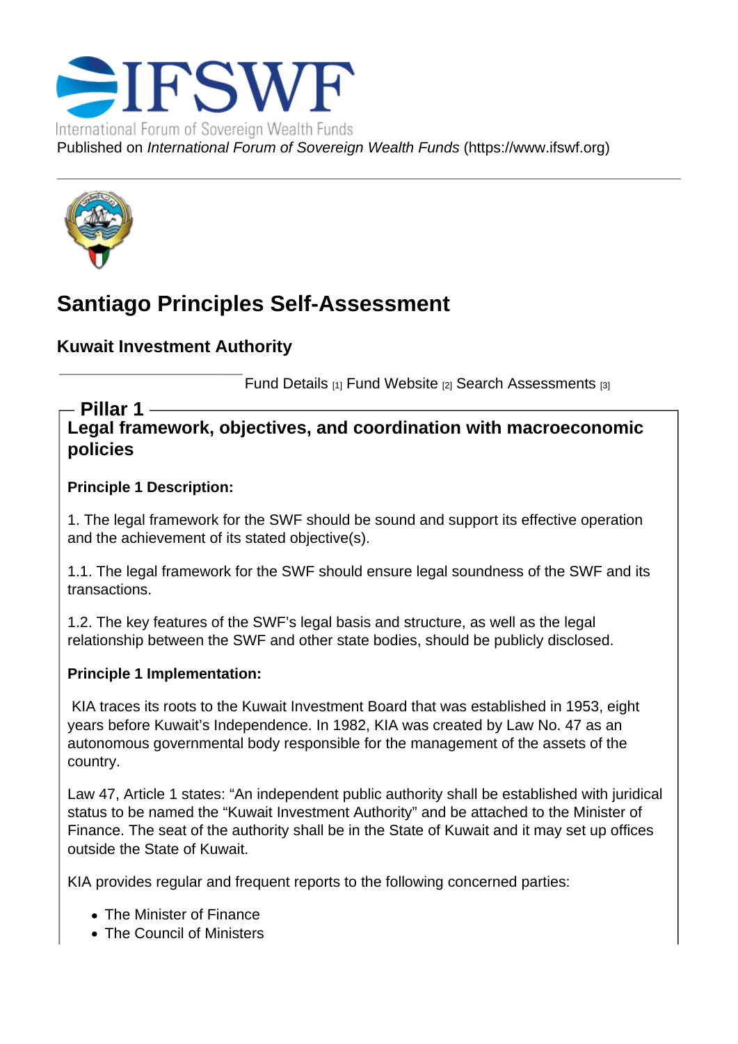International Forum of Sovereign Wealth Funds

Published on *International Forum of Sovereign Wealth Funds* (https://www.ifswf.org)

# Santiago Principles Self-Assessment

## Kuwait Investment Authority

Fund Details [1] Fund Website [2] Search Assessments [3]

### Pillar 1

### Legal framework, objectives, and coordination with macroeconomic policies

**Principle 1 Description:**

1. The legal framework for the SWF should be sound and support its effective operation and the achievement of its stated objective(s).

1.1. The legal framework for the SWF should ensure legal soundness of the SWF and its transactions.

1.2. The key features of the SWF's legal basis and structure, as well as the legal relationship between the SWF and other state bodies, should be publicly disclosed.

**Principle 1 Implementation:**

KIA traces its roots to the Kuwait Investment Board that was established in 1953, eight years before Kuwait's Independence. In 1982, KIA was created by Law No. 47 as an autonomous governmental body responsible for the management of the assets of the country.

Law 47, Article 1 states: "An independent public authority shall be established with juridical status to be named the "Kuwait Investment Authority" and be attached to the Minister of Finance. The seat of the authority shall be in the State of Kuwait and it may set up offices outside the State of Kuwait.

KIA provides regular and frequent reports to the following concerned parties:

- The Minister of Finance
- The Council of Ministers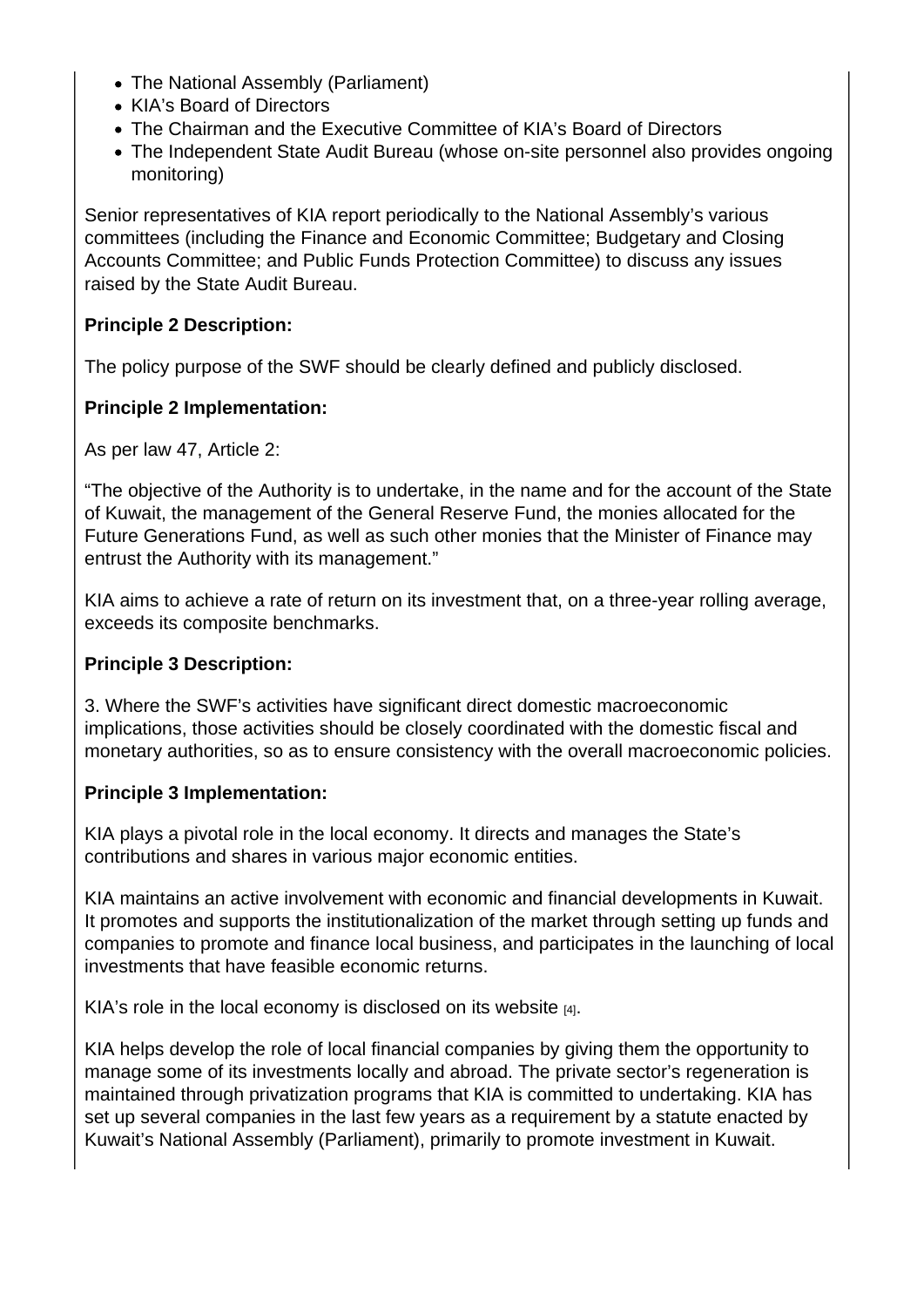- The National Assembly (Parliament)
- KIA's Board of Directors
- The Chairman and the Executive Committee of KIA's Board of Directors
- The Independent State Audit Bureau (whose on-site personnel also provides ongoing monitoring)

Senior representatives of KIA report periodically to the National Assembly's various committees (including the Finance and Economic Committee; Budgetary and Closing Accounts Committee; and Public Funds Protection Committee) to discuss any issues raised by the State Audit Bureau.

**Principle 2 Description:**

The policy purpose of the SWF should be clearly defined and publicly disclosed.

**Principle 2 Implementation:**

As per law 47, Article 2:

"The objective of the Authority is to undertake, in the name and for the account of the State of Kuwait, the management of the General Reserve Fund, the monies allocated for the Future Generations Fund, as well as such other monies that the Minister of Finance may entrust the Authority with its management."

KIA aims to achieve a rate of return on its investment that, on a three-year rolling average, exceeds its composite benchmarks.

**Principle 3 Description:**

3. Where the SWF's activities have significant direct domestic macroeconomic implications, those activities should be closely coordinated with the domestic fiscal and monetary authorities, so as to ensure consistency with the overall macroeconomic policies.

**Principle 3 Implementation:**

KIA plays a pivotal role in the local economy. It directs and manages the State's contributions and shares in various major economic entities.

KIA maintains an active involvement with economic and financial developments in Kuwait. It promotes and supports the institutionalization of the market through setting up funds and companies to promote and finance local business, and participates in the launching of local investments that have feasible economic returns.

KIA's role in the local economy is disclosed on its website [4].

KIA helps develop the role of local financial companies by giving them the opportunity to manage some of its investments locally and abroad. The private sector's regeneration is maintained through privatization programs that KIA is committed to undertaking. KIA has set up several companies in the last few years as a requirement by a statute enacted by Kuwait's National Assembly (Parliament), primarily to promote investment in Kuwait.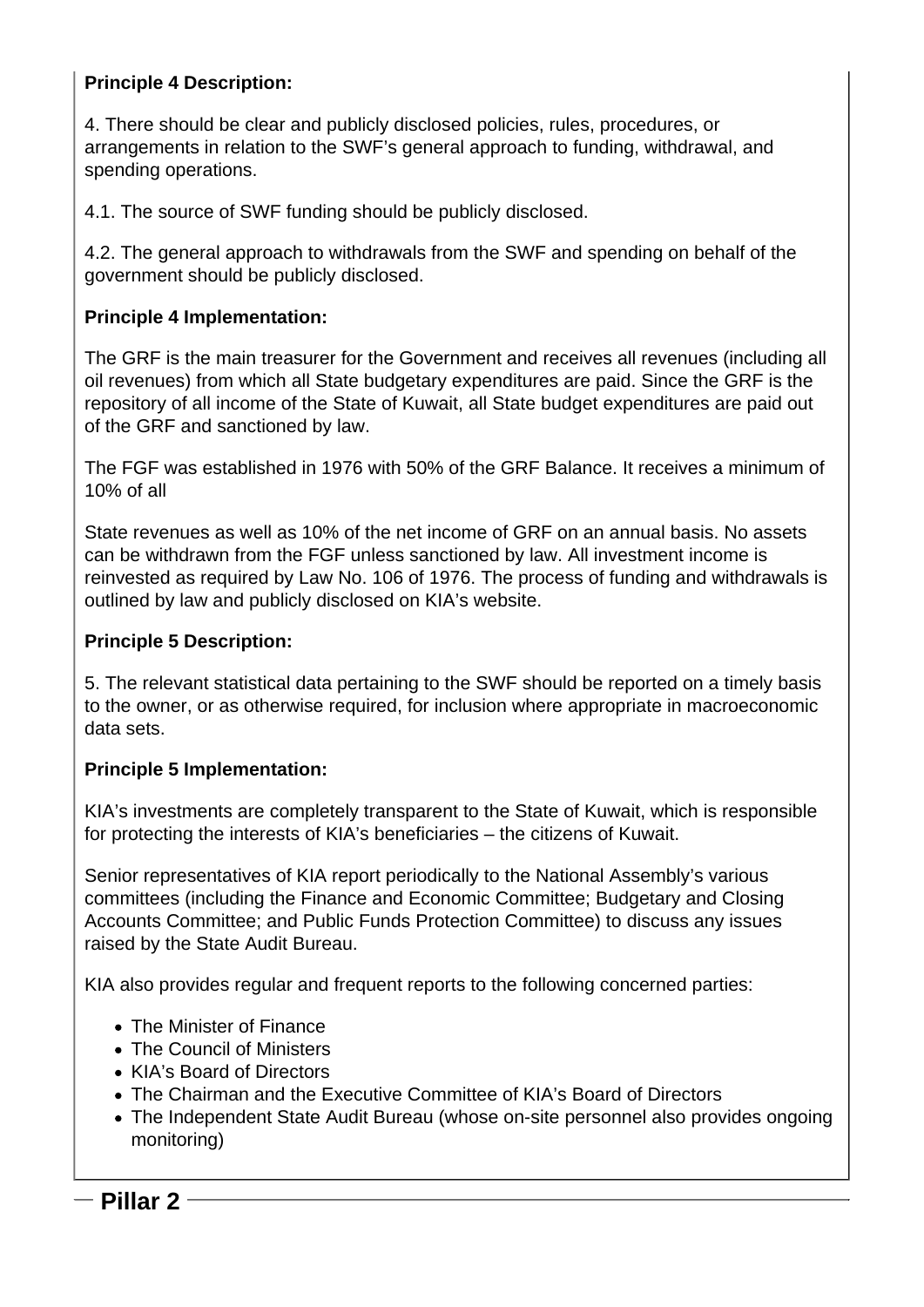**Principle 4 Description:**

4. There should be clear and publicly disclosed policies, rules, procedures, or arrangements in relation to the SWF's general approach to funding, withdrawal, and spending operations.

4.1. The source of SWF funding should be publicly disclosed.

4.2. The general approach to withdrawals from the SWF and spending on behalf of the government should be publicly disclosed.

**Principle 4 Implementation:**

The GRF is the main treasurer for the Government and receives all revenues (including all oil revenues) from which all State budgetary expenditures are paid. Since the GRF is the repository of all income of the State of Kuwait, all State budget expenditures are paid out of the GRF and sanctioned by law.

The FGF was established in 1976 with 50% of the GRF Balance. It receives a minimum of 10% of all

State revenues as well as 10% of the net income of GRF on an annual basis. No assets can be withdrawn from the FGF unless sanctioned by law. All investment income is reinvested as required by Law No. 106 of 1976. The process of funding and withdrawals is outlined by law and publicly disclosed on KIA's website.

**Principle 5 Description:**

5. The relevant statistical data pertaining to the SWF should be reported on a timely basis to the owner, or as otherwise required, for inclusion where appropriate in macroeconomic data sets.

**Principle 5 Implementation:**

KIA's investments are completely transparent to the State of Kuwait, which is responsible for protecting the interests of KIA's beneficiaries – the citizens of Kuwait.

Senior representatives of KIA report periodically to the National Assembly's various committees (including the Finance and Economic Committee; Budgetary and Closing Accounts Committee; and Public Funds Protection Committee) to discuss any issues raised by the State Audit Bureau.

KIA also provides regular and frequent reports to the following concerned parties:

- The Minister of Finance
- The Council of Ministers
- KIA's Board of Directors
- The Chairman and the Executive Committee of KIA's Board of Directors
- The Independent State Audit Bureau (whose on-site personnel also provides ongoing monitoring)

## Pillar 2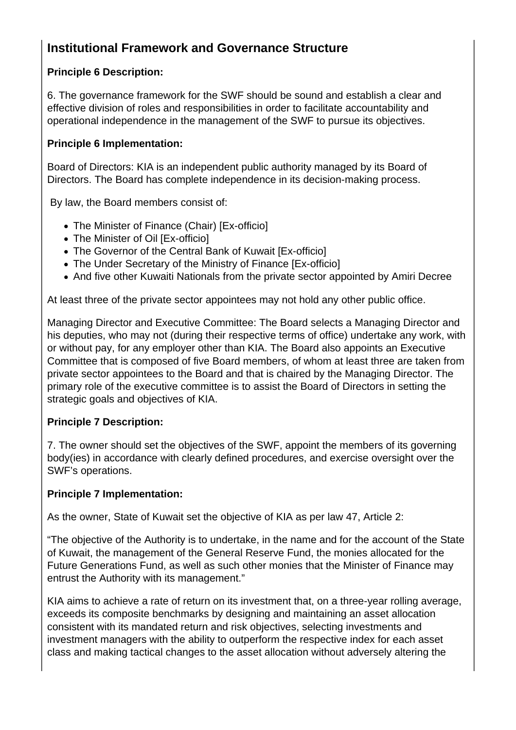## Institutional Framework and Governance Structure

**Principle 6 Description:**

6. The governance framework for the SWF should be sound and establish a clear and effective division of roles and responsibilities in order to facilitate accountability and operational independence in the management of the SWF to pursue its objectives.

**Principle 6 Implementation:**

Board of Directors: KIA is an independent public authority managed by its Board of Directors. The Board has complete independence in its decision-making process.

By law, the Board members consist of:

- The Minister of Finance (Chair) [Ex-officio]
- The Minister of Oil [Ex-officio]
- The Governor of the Central Bank of Kuwait [Ex-officio]
- The Under Secretary of the Ministry of Finance [Ex-officio]
- And five other Kuwaiti Nationals from the private sector appointed by Amiri Decree

At least three of the private sector appointees may not hold any other public office.

Managing Director and Executive Committee: The Board selects a Managing Director and his deputies, who may not (during their respective terms of office) undertake any work, with or without pay, for any employer other than KIA. The Board also appoints an Executive Committee that is composed of five Board members, of whom at least three are taken from private sector appointees to the Board and that is chaired by the Managing Director. The primary role of the executive committee is to assist the Board of Directors in setting the strategic goals and objectives of KIA.

**Principle 7 Description:**

7. The owner should set the objectives of the SWF, appoint the members of its governing body(ies) in accordance with clearly defined procedures, and exercise oversight over the SWF's operations.

**Principle 7 Implementation:**

As the owner, State of Kuwait set the objective of KIA as per law 47, Article 2:

"The objective of the Authority is to undertake, in the name and for the account of the State of Kuwait, the management of the General Reserve Fund, the monies allocated for the Future Generations Fund, as well as such other monies that the Minister of Finance may entrust the Authority with its management."

KIA aims to achieve a rate of return on its investment that, on a three-year rolling average, exceeds its composite benchmarks by designing and maintaining an asset allocation consistent with its mandated return and risk objectives, selecting investments and investment managers with the ability to outperform the respective index for each asset class and making tactical changes to the asset allocation without adversely altering the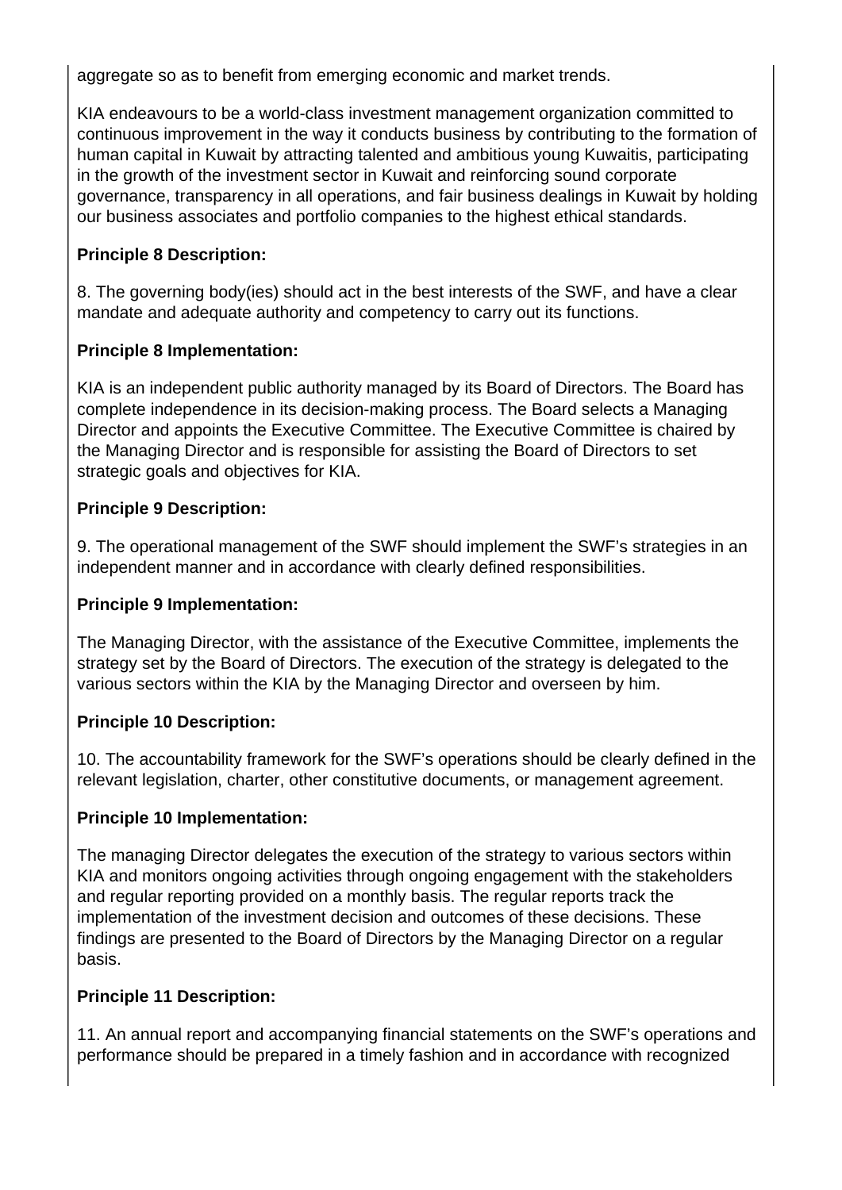aggregate so as to benefit from emerging economic and market trends.

KIA endeavours to be a world-class investment management organization committed to continuous improvement in the way it conducts business by contributing to the formation of human capital in Kuwait by attracting talented and ambitious young Kuwaitis, participating in the growth of the investment sector in Kuwait and reinforcing sound corporate governance, transparency in all operations, and fair business dealings in Kuwait by holding our business associates and portfolio companies to the highest ethical standards.

**Principle 8 Description:**

8. The governing body(ies) should act in the best interests of the SWF, and have a clear mandate and adequate authority and competency to carry out its functions.

**Principle 8 Implementation:**

KIA is an independent public authority managed by its Board of Directors. The Board has complete independence in its decision-making process. The Board selects a Managing Director and appoints the Executive Committee. The Executive Committee is chaired by the Managing Director and is responsible for assisting the Board of Directors to set strategic goals and objectives for KIA.

**Principle 9 Description:**

9. The operational management of the SWF should implement the SWF's strategies in an independent manner and in accordance with clearly defined responsibilities.

**Principle 9 Implementation:**

The Managing Director, with the assistance of the Executive Committee, implements the strategy set by the Board of Directors. The execution of the strategy is delegated to the various sectors within the KIA by the Managing Director and overseen by him.

**Principle 10 Description:**

10. The accountability framework for the SWF's operations should be clearly defined in the relevant legislation, charter, other constitutive documents, or management agreement.

**Principle 10 Implementation:**

The managing Director delegates the execution of the strategy to various sectors within KIA and monitors ongoing activities through ongoing engagement with the stakeholders and regular reporting provided on a monthly basis. The regular reports track the implementation of the investment decision and outcomes of these decisions. These findings are presented to the Board of Directors by the Managing Director on a regular basis.

**Principle 11 Description:**

11. An annual report and accompanying financial statements on the SWF's operations and performance should be prepared in a timely fashion and in accordance with recognized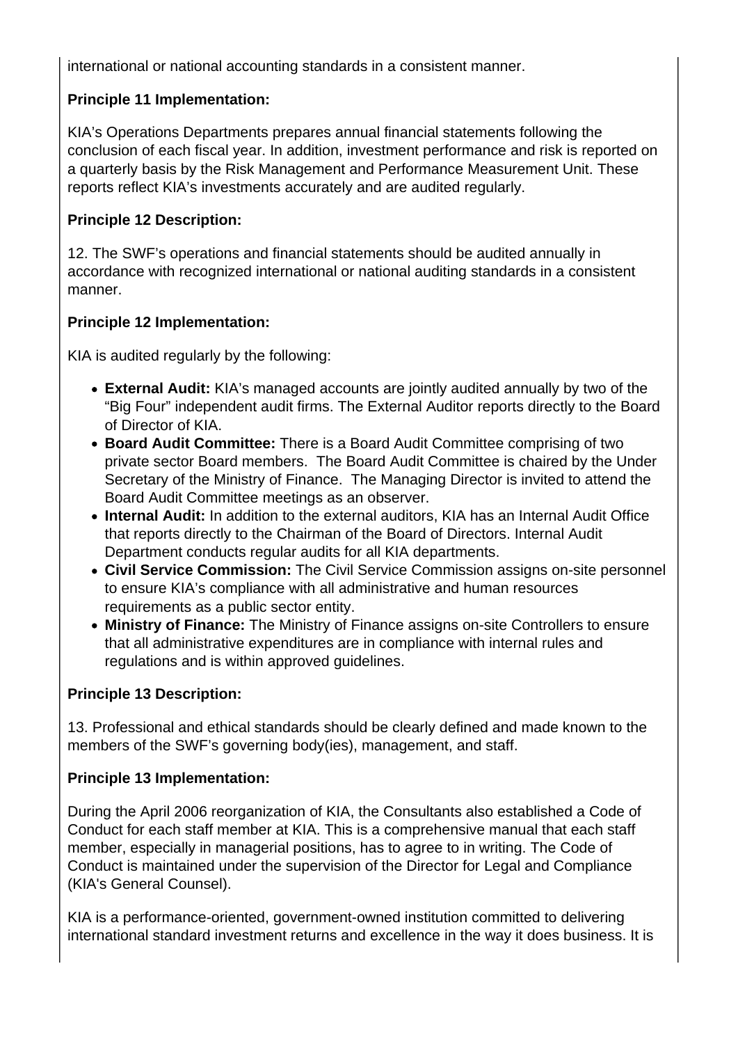international or national accounting standards in a consistent manner.

**Principle 11 Implementation:**

KIA's Operations Departments prepares annual financial statements following the conclusion of each fiscal year. In addition, investment performance and risk is reported on a quarterly basis by the Risk Management and Performance Measurement Unit. These reports reflect KIA's investments accurately and are audited regularly.

**Principle 12 Description:**

12. The SWF's operations and financial statements should be audited annually in accordance with recognized international or national auditing standards in a consistent manner.

**Principle 12 Implementation:**

KIA is audited regularly by the following:

- **External Audit:** KIA's managed accounts are jointly audited annually by two of the "Big Four" independent audit firms. The External Auditor reports directly to the Board of Director of KIA.
- **Board Audit Committee:** There is a Board Audit Committee comprising of two private sector Board members. The Board Audit Committee is chaired by the Under Secretary of the Ministry of Finance. The Managing Director is invited to attend the Board Audit Committee meetings as an observer.
- **Internal Audit:** In addition to the external auditors, KIA has an Internal Audit Office that reports directly to the Chairman of the Board of Directors. Internal Audit Department conducts regular audits for all KIA departments.
- **Civil Service Commission:** The Civil Service Commission assigns on-site personnel to ensure KIA's compliance with all administrative and human resources requirements as a public sector entity.
- **Ministry of Finance:** The Ministry of Finance assigns on-site Controllers to ensure that all administrative expenditures are in compliance with internal rules and regulations and is within approved guidelines.

**Principle 13 Description:**

13. Professional and ethical standards should be clearly defined and made known to the members of the SWF's governing body(ies), management, and staff.

**Principle 13 Implementation:**

During the April 2006 reorganization of KIA, the Consultants also established a Code of Conduct for each staff member at KIA. This is a comprehensive manual that each staff member, especially in managerial positions, has to agree to in writing. The Code of Conduct is maintained under the supervision of the Director for Legal and Compliance (KIA's General Counsel).

KIA is a performance-oriented, government-owned institution committed to delivering international standard investment returns and excellence in the way it does business. It is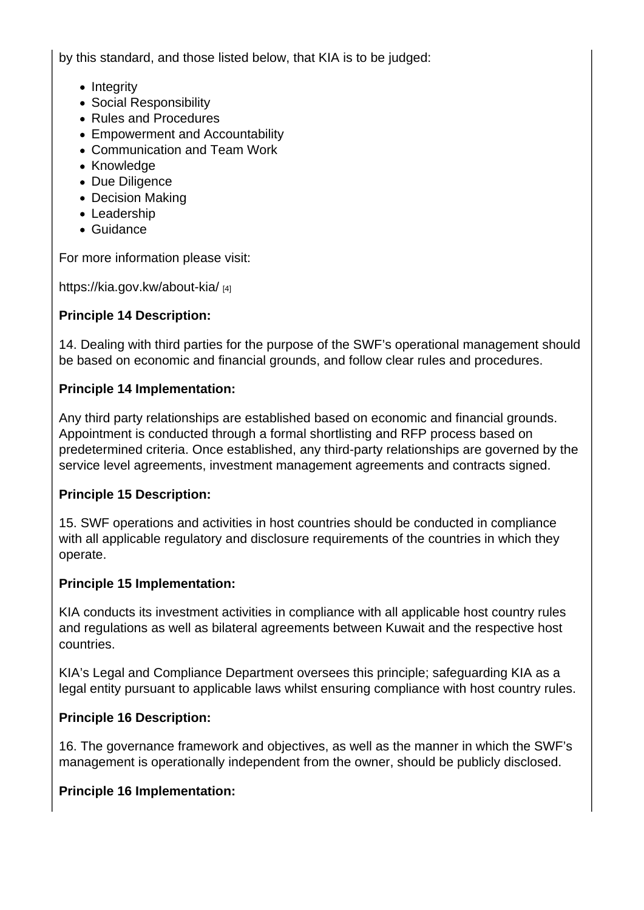by this standard, and those listed below, that KIA is to be judged:

- Integrity
- Social Responsibility
- Rules and Procedures
- Empowerment and Accountability
- Communication and Team Work
- Knowledge
- Due Diligence
- Decision Making
- Leadership
- Guidance

For more information please visit:

https://kia.gov.kw/about-kia/ [4]

**Principle 14 Description:**

14. Dealing with third parties for the purpose of the SWF's operational management should be based on economic and financial grounds, and follow clear rules and procedures.

**Principle 14 Implementation:**

Any third party relationships are established based on economic and financial grounds. Appointment is conducted through a formal shortlisting and RFP process based on predetermined criteria. Once established, any third-party relationships are governed by the service level agreements, investment management agreements and contracts signed.

**Principle 15 Description:**

15. SWF operations and activities in host countries should be conducted in compliance with all applicable regulatory and disclosure requirements of the countries in which they operate.

**Principle 15 Implementation:**

KIA conducts its investment activities in compliance with all applicable host country rules and regulations as well as bilateral agreements between Kuwait and the respective host countries.

KIA's Legal and Compliance Department oversees this principle; safeguarding KIA as a legal entity pursuant to applicable laws whilst ensuring compliance with host country rules.

**Principle 16 Description:**

16. The governance framework and objectives, as well as the manner in which the SWF's management is operationally independent from the owner, should be publicly disclosed.

**Principle 16 Implementation:**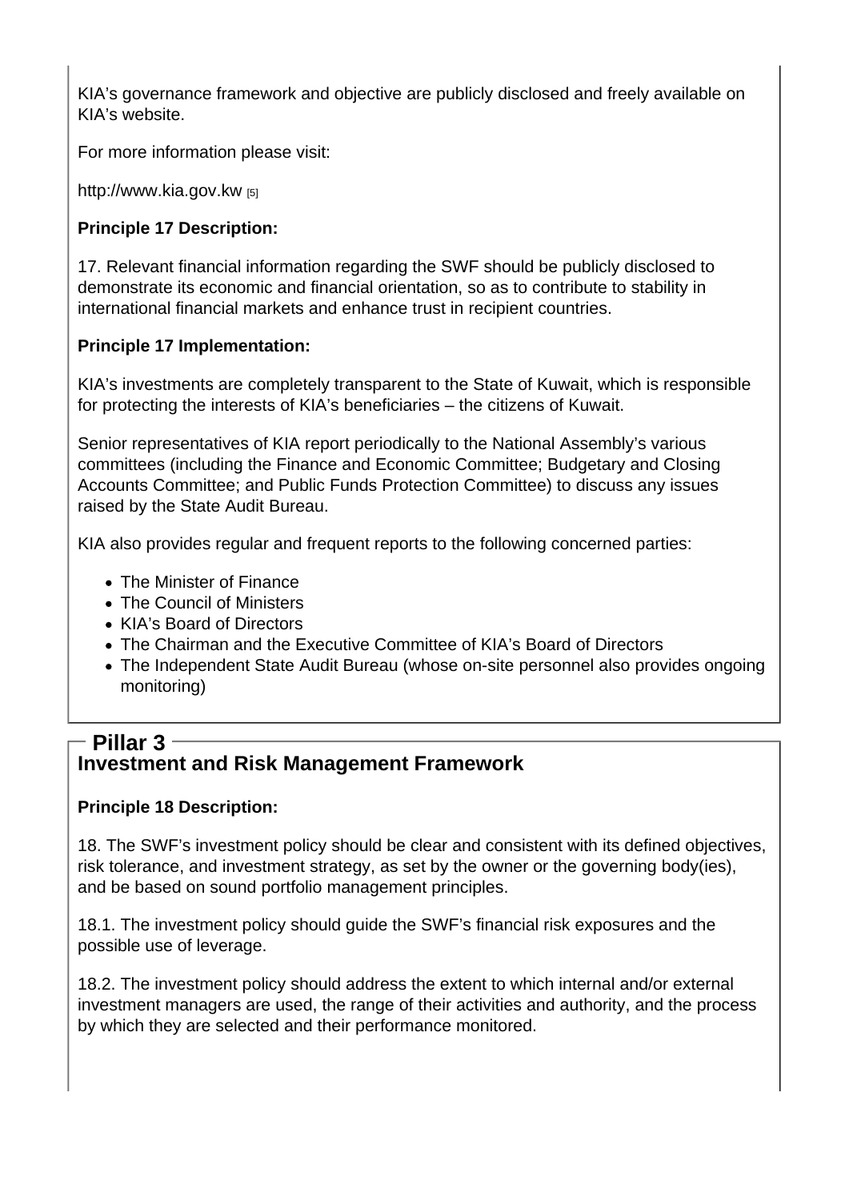KIA's governance framework and objective are publicly disclosed and freely available on KIA's website.

For more information please visit:

http://www.kia.gov.kw [5]

**Principle 17 Description:**

17. Relevant financial information regarding the SWF should be publicly disclosed to demonstrate its economic and financial orientation, so as to contribute to stability in international financial markets and enhance trust in recipient countries.

**Principle 17 Implementation:**

KIA's investments are completely transparent to the State of Kuwait, which is responsible for protecting the interests of KIA's beneficiaries – the citizens of Kuwait.

Senior representatives of KIA report periodically to the National Assembly's various committees (including the Finance and Economic Committee; Budgetary and Closing Accounts Committee; and Public Funds Protection Committee) to discuss any issues raised by the State Audit Bureau.

KIA also provides regular and frequent reports to the following concerned parties:

- The Minister of Finance
- The Council of Ministers
- KIA's Board of Directors
- The Chairman and the Executive Committee of KIA's Board of Directors
- The Independent State Audit Bureau (whose on-site personnel also provides ongoing monitoring)

## Pillar 3

### Investment and Risk Management Framework

**Principle 18 Description:**

18. The SWF's investment policy should be clear and consistent with its defined objectives, risk tolerance, and investment strategy, as set by the owner or the governing body(ies), and be based on sound portfolio management principles.

18.1. The investment policy should guide the SWF's financial risk exposures and the possible use of leverage.

18.2. The investment policy should address the extent to which internal and/or external investment managers are used, the range of their activities and authority, and the process by which they are selected and their performance monitored.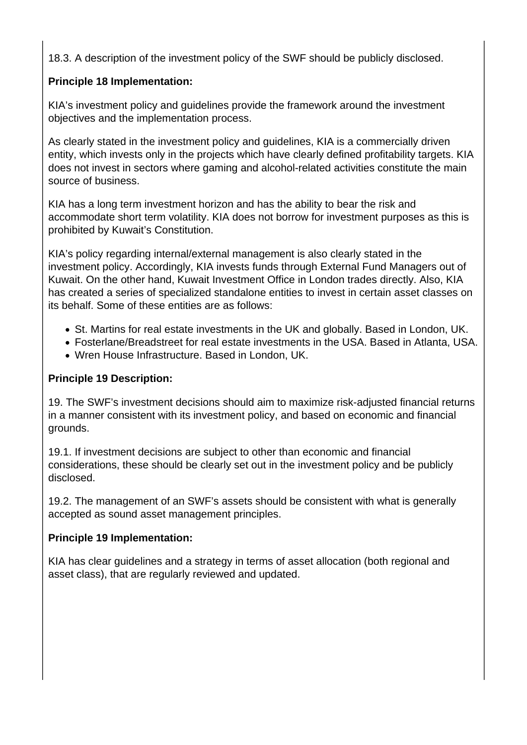18.3. A description of the investment policy of the SWF should be publicly disclosed.

**Principle 18 Implementation:**

KIA's investment policy and guidelines provide the framework around the investment objectives and the implementation process.

As clearly stated in the investment policy and guidelines, KIA is a commercially driven entity, which invests only in the projects which have clearly defined profitability targets. KIA does not invest in sectors where gaming and alcohol-related activities constitute the main source of business.

KIA has a long term investment horizon and has the ability to bear the risk and accommodate short term volatility. KIA does not borrow for investment purposes as this is prohibited by Kuwait's Constitution.

KIA's policy regarding internal/external management is also clearly stated in the investment policy. Accordingly, KIA invests funds through External Fund Managers out of Kuwait. On the other hand, Kuwait Investment Office in London trades directly. Also, KIA has created a series of specialized standalone entities to invest in certain asset classes on its behalf. Some of these entities are as follows:

- St. Martins for real estate investments in the UK and globally. Based in London, UK.
- Fosterlane/Breadstreet for real estate investments in the USA. Based in Atlanta, USA.
- Wren House Infrastructure. Based in London, UK.

**Principle 19 Description:**

19. The SWF's investment decisions should aim to maximize risk-adjusted financial returns in a manner consistent with its investment policy, and based on economic and financial grounds.

19.1. If investment decisions are subject to other than economic and financial considerations, these should be clearly set out in the investment policy and be publicly disclosed.

19.2. The management of an SWF's assets should be consistent with what is generally accepted as sound asset management principles.

**Principle 19 Implementation:**

KIA has clear guidelines and a strategy in terms of asset allocation (both regional and asset class), that are regularly reviewed and updated.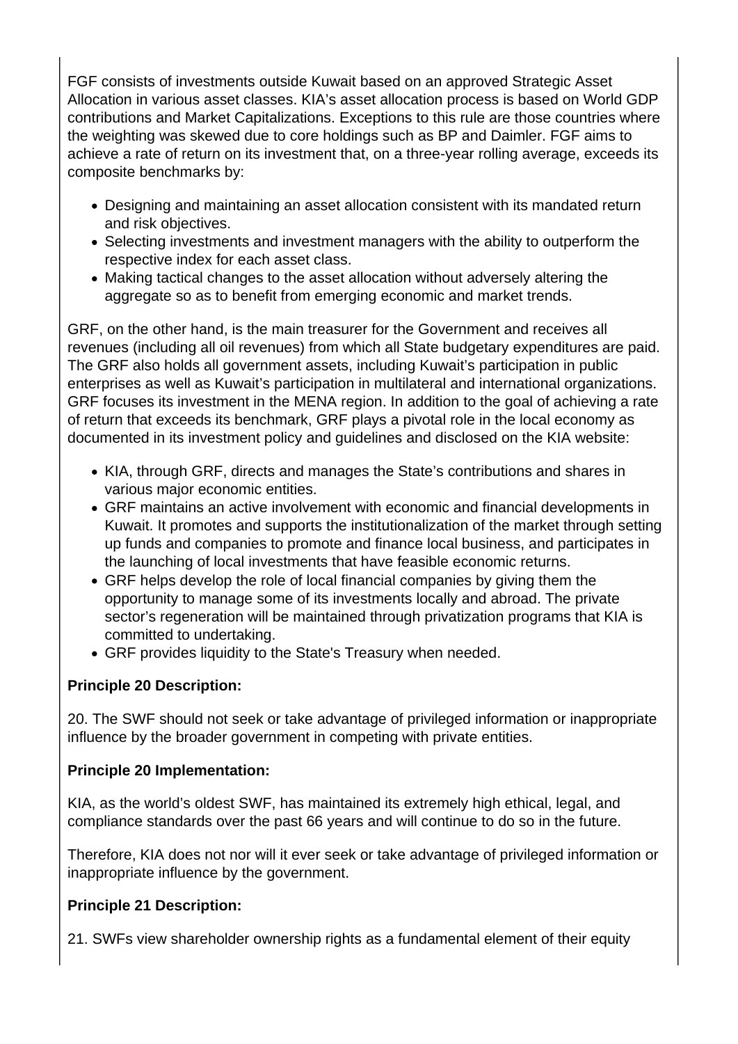FGF consists of investments outside Kuwait based on an approved Strategic Asset Allocation in various asset classes. KIA's asset allocation process is based on World GDP contributions and Market Capitalizations. Exceptions to this rule are those countries where the weighting was skewed due to core holdings such as BP and Daimler. FGF aims to achieve a rate of return on its investment that, on a three-year rolling average, exceeds its composite benchmarks by:

- Designing and maintaining an asset allocation consistent with its mandated return and risk objectives.
- Selecting investments and investment managers with the ability to outperform the respective index for each asset class.
- Making tactical changes to the asset allocation without adversely altering the aggregate so as to benefit from emerging economic and market trends.

GRF, on the other hand, is the main treasurer for the Government and receives all revenues (including all oil revenues) from which all State budgetary expenditures are paid. The GRF also holds all government assets, including Kuwait's participation in public enterprises as well as Kuwait's participation in multilateral and international organizations. GRF focuses its investment in the MENA region. In addition to the goal of achieving a rate of return that exceeds its benchmark, GRF plays a pivotal role in the local economy as documented in its investment policy and guidelines and disclosed on the KIA website:

- KIA, through GRF, directs and manages the State's contributions and shares in various major economic entities.
- GRF maintains an active involvement with economic and financial developments in Kuwait. It promotes and supports the institutionalization of the market through setting up funds and companies to promote and finance local business, and participates in the launching of local investments that have feasible economic returns.
- GRF helps develop the role of local financial companies by giving them the opportunity to manage some of its investments locally and abroad. The private sector's regeneration will be maintained through privatization programs that KIA is committed to undertaking.
- GRF provides liquidity to the State's Treasury when needed.

**Principle 20 Description:**

20. The SWF should not seek or take advantage of privileged information or inappropriate influence by the broader government in competing with private entities.

**Principle 20 Implementation:**

KIA, as the world's oldest SWF, has maintained its extremely high ethical, legal, and compliance standards over the past 66 years and will continue to do so in the future.

Therefore, KIA does not nor will it ever seek or take advantage of privileged information or inappropriate influence by the government.

**Principle 21 Description:**

21. SWFs view shareholder ownership rights as a fundamental element of their equity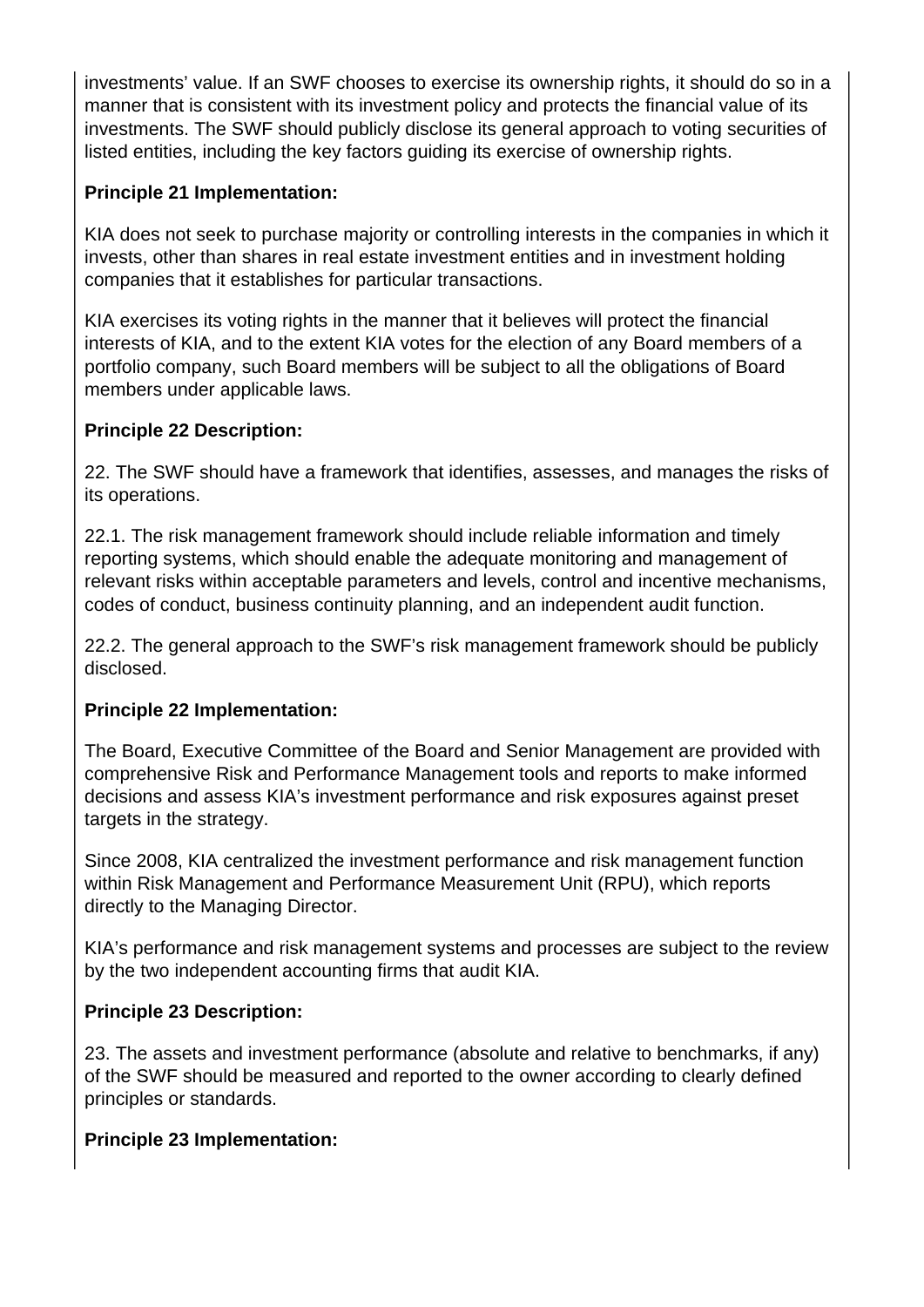investments' value. If an SWF chooses to exercise its ownership rights, it should do so in a manner that is consistent with its investment policy and protects the financial value of its investments. The SWF should publicly disclose its general approach to voting securities of listed entities, including the key factors guiding its exercise of ownership rights.

**Principle 21 Implementation:**

KIA does not seek to purchase majority or controlling interests in the companies in which it invests, other than shares in real estate investment entities and in investment holding companies that it establishes for particular transactions.

KIA exercises its voting rights in the manner that it believes will protect the financial interests of KIA, and to the extent KIA votes for the election of any Board members of a portfolio company, such Board members will be subject to all the obligations of Board members under applicable laws.

**Principle 22 Description:**

22. The SWF should have a framework that identifies, assesses, and manages the risks of its operations.

22.1. The risk management framework should include reliable information and timely reporting systems, which should enable the adequate monitoring and management of relevant risks within acceptable parameters and levels, control and incentive mechanisms, codes of conduct, business continuity planning, and an independent audit function.

22.2. The general approach to the SWF's risk management framework should be publicly disclosed.

**Principle 22 Implementation:**

The Board, Executive Committee of the Board and Senior Management are provided with comprehensive Risk and Performance Management tools and reports to make informed decisions and assess KIA's investment performance and risk exposures against preset targets in the strategy.

Since 2008, KIA centralized the investment performance and risk management function within Risk Management and Performance Measurement Unit (RPU), which reports directly to the Managing Director.

KIA's performance and risk management systems and processes are subject to the review by the two independent accounting firms that audit KIA.

**Principle 23 Description:**

23. The assets and investment performance (absolute and relative to benchmarks, if any) of the SWF should be measured and reported to the owner according to clearly defined principles or standards.

**Principle 23 Implementation:**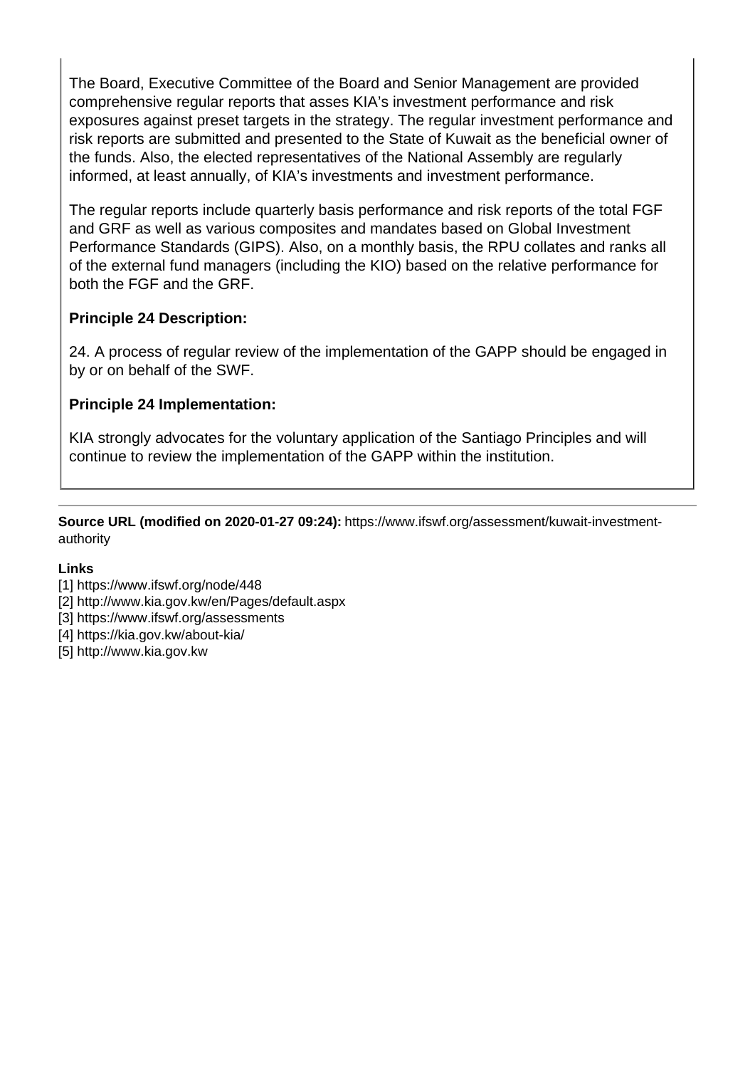The Board, Executive Committee of the Board and Senior Management are provided comprehensive regular reports that asses KIA's investment performance and risk exposures against preset targets in the strategy. The regular investment performance and risk reports are submitted and presented to the State of Kuwait as the beneficial owner of the funds. Also, the elected representatives of the National Assembly are regularly informed, at least annually, of KIA's investments and investment performance.

The regular reports include quarterly basis performance and risk reports of the total FGF and GRF as well as various composites and mandates based on Global Investment Performance Standards (GIPS). Also, on a monthly basis, the RPU collates and ranks all of the external fund managers (including the KIO) based on the relative performance for both the FGF and the GRF.

**Principle 24 Description:**

24. A process of regular review of the implementation of the GAPP should be engaged in by or on behalf of the SWF.

**Principle 24 Implementation:**

KIA strongly advocates for the voluntary application of the Santiago Principles and will continue to review the implementation of the GAPP within the institution.

---

**Source URL (modified on 2020-01-27 09:24):** https://www.ifswf.org/assessment/kuwait-investment-authority

**Links**

[1] https://www.ifswf.org/node/448
[2] http://www.kia.gov.kw/en/Pages/default.aspx
[3] https://www.ifswf.org/assessments
[4] https://kia.gov.kw/about-kia/
[5] http://www.kia.gov.kw